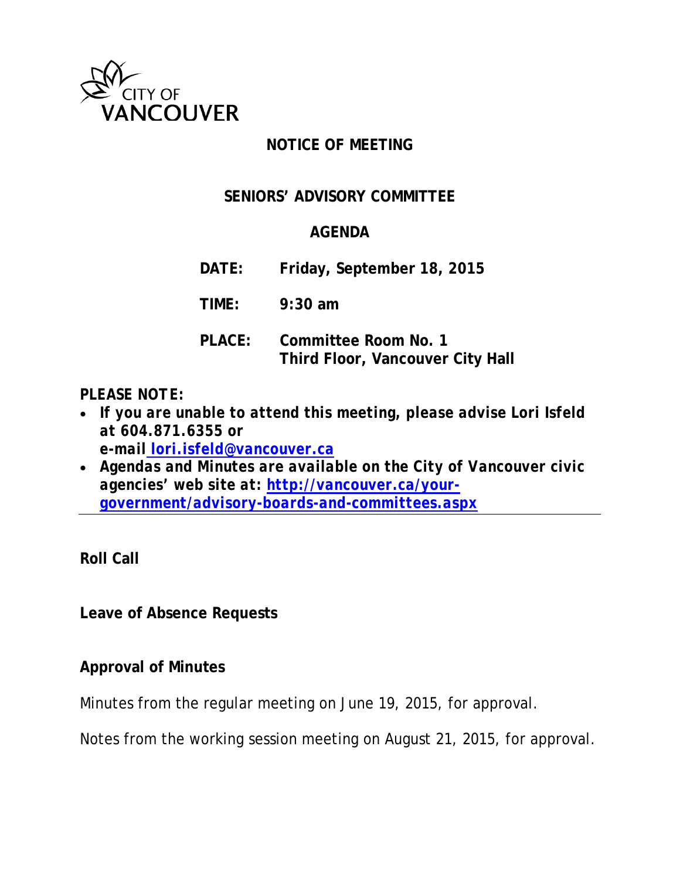CITY OF VANCOUVER

# NOTICE OF MEETING

## SENIORS' ADVISORY COMMITTEE

## AGENDA

**DATE:** **Friday, September 18, 2015**

**TIME:** **9:30 am**

**PLACE:** **Committee Room No. 1**
**Third Floor, Vancouver City Hall**

***PLEASE NOTE:***

- ***If you are unable to attend this meeting, please advise Lori Isfeld at 604.871.6355 or e-mail [lori.isfeld@vancouver.ca](mailto:lori.isfeld@vancouver.ca)***
- ***Agendas and Minutes are available on the City of Vancouver civic agencies' web site at: [http://vancouver.ca/your-government/advisory-boards-and-committees.aspx](http://vancouver.ca/your-government/advisory-boards-and-committees.aspx)***

---

**Roll Call**

**Leave of Absence Requests**

**Approval of Minutes**

Minutes from the regular meeting on June 19, 2015, for approval.

Notes from the working session meeting on August 21, 2015, for approval.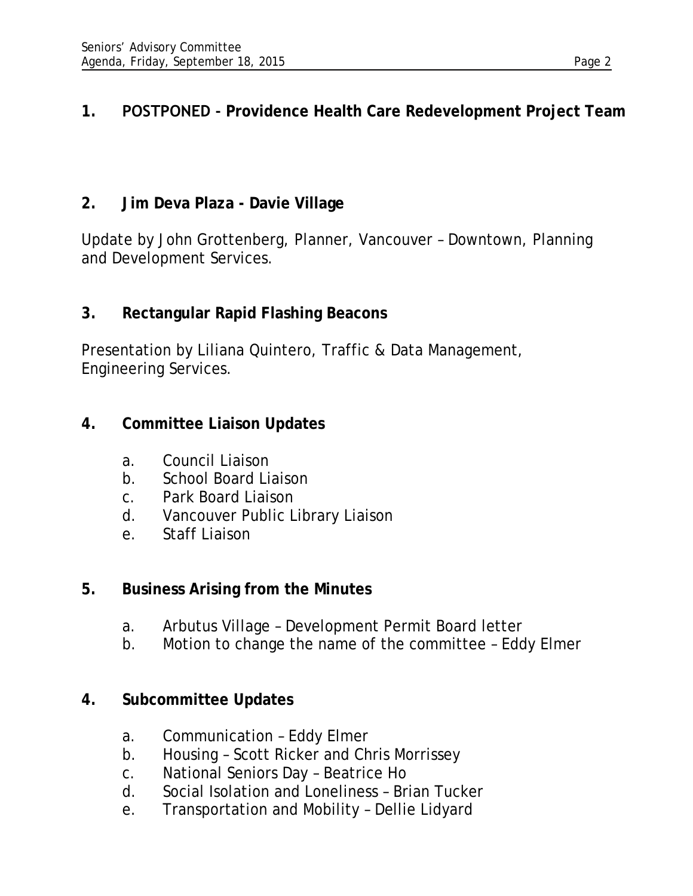## 1. POSTPONED - **Providence Health Care Redevelopment Project Team**

## 2. Jim Deva Plaza - Davie Village

Update by John Grottenberg, Planner, Vancouver – Downtown, Planning and Development Services.

## 3. Rectangular Rapid Flashing Beacons

Presentation by Liliana Quintero, Traffic & Data Management, Engineering Services.

## 4. Committee Liaison Updates

a. Council Liaison
b. School Board Liaison
c. Park Board Liaison
d. Vancouver Public Library Liaison
e. Staff Liaison

## 5. Business Arising from the Minutes

a. Arbutus Village – Development Permit Board letter
b. Motion to change the name of the committee – Eddy Elmer

## 4. Subcommittee Updates

a. Communication – Eddy Elmer
b. Housing – Scott Ricker and Chris Morrissey
c. National Seniors Day – Beatrice Ho
d. Social Isolation and Loneliness – Brian Tucker
e. Transportation and Mobility – Dellie Lidyard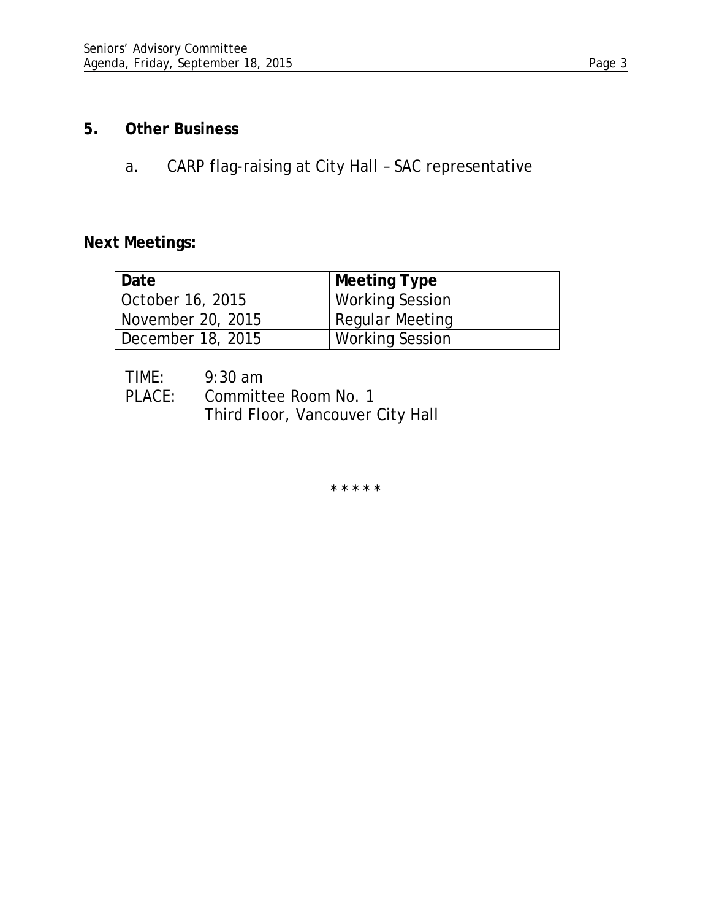## 5. Other Business

a. CARP flag-raising at City Hall – SAC representative

**Next Meetings:**

| Date | Meeting Type |
|---|---|
| October 16, 2015 | Working Session |
| November 20, 2015 | Regular Meeting |
| December 18, 2015 | Working Session |

TIME: 9:30 am
PLACE: Committee Room No. 1
Third Floor, Vancouver City Hall

\* \* \* \* \*